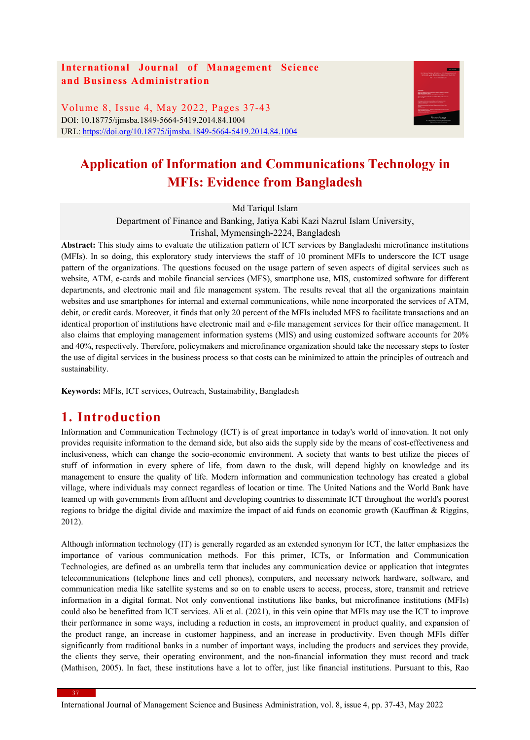**International Journal of Management Science and Business Administration**

Volume 8, Issue 4, May 2022, Pages 37-43
DOI: 10.18775/ijmsba.1849-5664-5419.2014.84.1004
URL: https://doi.org/10.18775/ijmsba.1849-5664-5419.2014.84.1004

# Application of Information and Communications Technology in MFIs: Evidence from Bangladesh

Md Tariqul Islam
Department of Finance and Banking, Jatiya Kabi Kazi Nazrul Islam University, Trishal, Mymensingh-2224, Bangladesh

**Abstract:** This study aims to evaluate the utilization pattern of ICT services by Bangladeshi microfinance institutions (MFIs). In so doing, this exploratory study interviews the staff of 10 prominent MFIs to underscore the ICT usage pattern of the organizations. The questions focused on the usage pattern of seven aspects of digital services such as website, ATM, e-cards and mobile financial services (MFS), smartphone use, MIS, customized software for different departments, and electronic mail and file management system. The results reveal that all the organizations maintain websites and use smartphones for internal and external communications, while none incorporated the services of ATM, debit, or credit cards. Moreover, it finds that only 20 percent of the MFIs included MFS to facilitate transactions and an identical proportion of institutions have electronic mail and e-file management services for their office management. It also claims that employing management information systems (MIS) and using customized software accounts for 20% and 40%, respectively. Therefore, policymakers and microfinance organization should take the necessary steps to foster the use of digital services in the business process so that costs can be minimized to attain the principles of outreach and sustainability.

**Keywords:** MFIs, ICT services, Outreach, Sustainability, Bangladesh

## 1. Introduction

Information and Communication Technology (ICT) is of great importance in today's world of innovation. It not only provides requisite information to the demand side, but also aids the supply side by the means of cost-effectiveness and inclusiveness, which can change the socio-economic environment. A society that wants to best utilize the pieces of stuff of information in every sphere of life, from dawn to the dusk, will depend highly on knowledge and its management to ensure the quality of life. Modern information and communication technology has created a global village, where individuals may connect regardless of location or time. The United Nations and the World Bank have teamed up with governments from affluent and developing countries to disseminate ICT throughout the world's poorest regions to bridge the digital divide and maximize the impact of aid funds on economic growth (Kauffman & Riggins, 2012).

Although information technology (IT) is generally regarded as an extended synonym for ICT, the latter emphasizes the importance of various communication methods. For this primer, ICTs, or Information and Communication Technologies, are defined as an umbrella term that includes any communication device or application that integrates telecommunications (telephone lines and cell phones), computers, and necessary network hardware, software, and communication media like satellite systems and so on to enable users to access, process, store, transmit and retrieve information in a digital format. Not only conventional institutions like banks, but microfinance institutions (MFIs) could also be benefitted from ICT services. Ali et al. (2021), in this vein opine that MFIs may use the ICT to improve their performance in some ways, including a reduction in costs, an improvement in product quality, and expansion of the product range, an increase in customer happiness, and an increase in productivity. Even though MFIs differ significantly from traditional banks in a number of important ways, including the products and services they provide, the clients they serve, their operating environment, and the non-financial information they must record and track (Mathison, 2005). In fact, these institutions have a lot to offer, just like financial institutions. Pursuant to this, Rao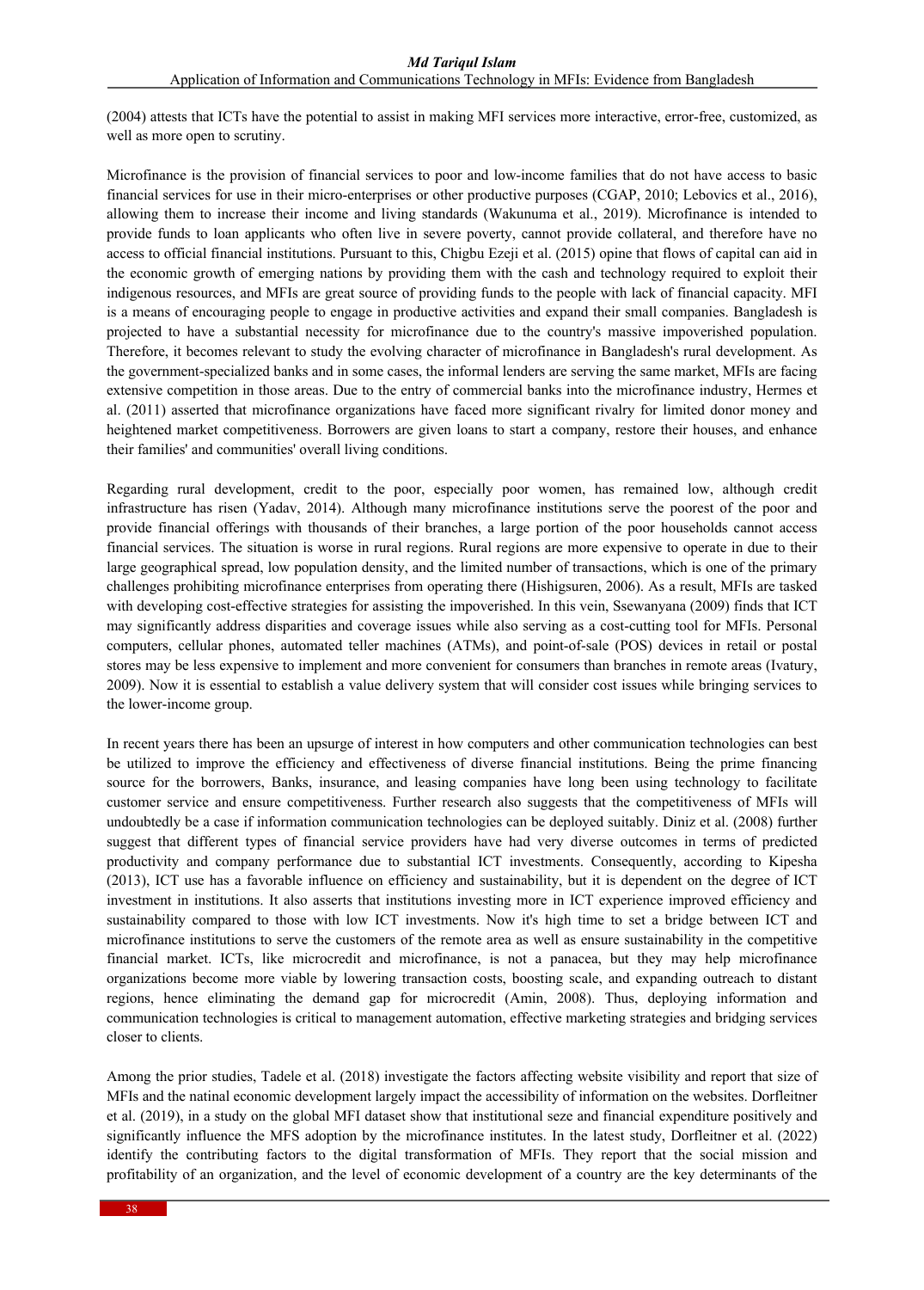(2004) attests that ICTs have the potential to assist in making MFI services more interactive, error-free, customized, as well as more open to scrutiny.

Microfinance is the provision of financial services to poor and low-income families that do not have access to basic financial services for use in their micro-enterprises or other productive purposes (CGAP, 2010; Lebovics et al., 2016), allowing them to increase their income and living standards (Wakunuma et al., 2019). Microfinance is intended to provide funds to loan applicants who often live in severe poverty, cannot provide collateral, and therefore have no access to official financial institutions. Pursuant to this, Chigbu Ezeji et al. (2015) opine that flows of capital can aid in the economic growth of emerging nations by providing them with the cash and technology required to exploit their indigenous resources, and MFIs are great source of providing funds to the people with lack of financial capacity. MFI is a means of encouraging people to engage in productive activities and expand their small companies. Bangladesh is projected to have a substantial necessity for microfinance due to the country's massive impoverished population. Therefore, it becomes relevant to study the evolving character of microfinance in Bangladesh's rural development. As the government-specialized banks and in some cases, the informal lenders are serving the same market, MFIs are facing extensive competition in those areas. Due to the entry of commercial banks into the microfinance industry, Hermes et al. (2011) asserted that microfinance organizations have faced more significant rivalry for limited donor money and heightened market competitiveness. Borrowers are given loans to start a company, restore their houses, and enhance their families' and communities' overall living conditions.

Regarding rural development, credit to the poor, especially poor women, has remained low, although credit infrastructure has risen (Yadav, 2014). Although many microfinance institutions serve the poorest of the poor and provide financial offerings with thousands of their branches, a large portion of the poor households cannot access financial services. The situation is worse in rural regions. Rural regions are more expensive to operate in due to their large geographical spread, low population density, and the limited number of transactions, which is one of the primary challenges prohibiting microfinance enterprises from operating there (Hishigsuren, 2006). As a result, MFIs are tasked with developing cost-effective strategies for assisting the impoverished. In this vein, Ssewanyana (2009) finds that ICT may significantly address disparities and coverage issues while also serving as a cost-cutting tool for MFIs. Personal computers, cellular phones, automated teller machines (ATMs), and point-of-sale (POS) devices in retail or postal stores may be less expensive to implement and more convenient for consumers than branches in remote areas (Ivatury, 2009). Now it is essential to establish a value delivery system that will consider cost issues while bringing services to the lower-income group.

In recent years there has been an upsurge of interest in how computers and other communication technologies can best be utilized to improve the efficiency and effectiveness of diverse financial institutions. Being the prime financing source for the borrowers, Banks, insurance, and leasing companies have long been using technology to facilitate customer service and ensure competitiveness. Further research also suggests that the competitiveness of MFIs will undoubtedly be a case if information communication technologies can be deployed suitably. Diniz et al. (2008) further suggest that different types of financial service providers have had very diverse outcomes in terms of predicted productivity and company performance due to substantial ICT investments. Consequently, according to Kipesha (2013), ICT use has a favorable influence on efficiency and sustainability, but it is dependent on the degree of ICT investment in institutions. It also asserts that institutions investing more in ICT experience improved efficiency and sustainability compared to those with low ICT investments. Now it's high time to set a bridge between ICT and microfinance institutions to serve the customers of the remote area as well as ensure sustainability in the competitive financial market. ICTs, like microcredit and microfinance, is not a panacea, but they may help microfinance organizations become more viable by lowering transaction costs, boosting scale, and expanding outreach to distant regions, hence eliminating the demand gap for microcredit (Amin, 2008). Thus, deploying information and communication technologies is critical to management automation, effective marketing strategies and bridging services closer to clients.

Among the prior studies, Tadele et al. (2018) investigate the factors affecting website visibility and report that size of MFIs and the natinal economic development largely impact the accessibility of information on the websites. Dorfleitner et al. (2019), in a study on the global MFI dataset show that institutional seze and financial expenditure positively and significantly influence the MFS adoption by the microfinance institutes. In the latest study, Dorfleitner et al. (2022) identify the contributing factors to the digital transformation of MFIs. They report that the social mission and profitability of an organization, and the level of economic development of a country are the key determinants of the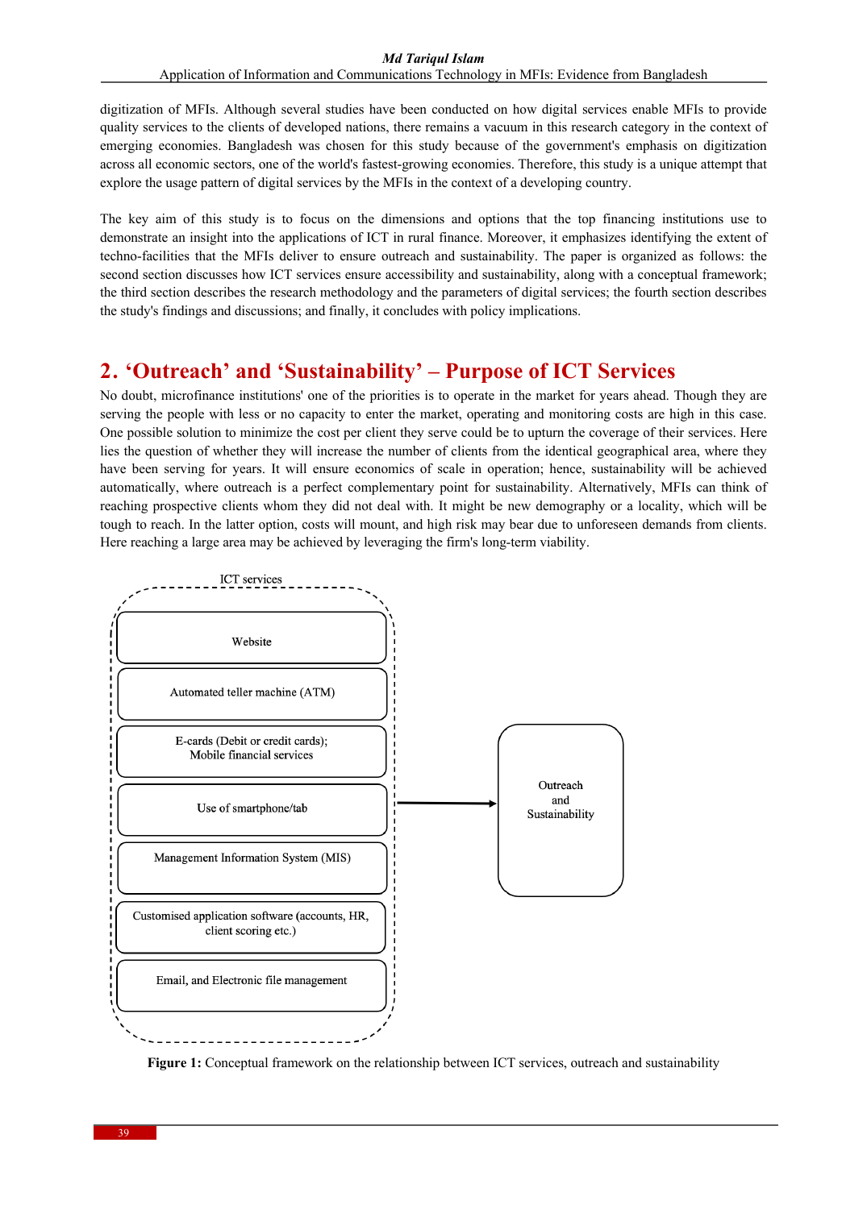digitization of MFIs. Although several studies have been conducted on how digital services enable MFIs to provide quality services to the clients of developed nations, there remains a vacuum in this research category in the context of emerging economies. Bangladesh was chosen for this study because of the government's emphasis on digitization across all economic sectors, one of the world's fastest-growing economies. Therefore, this study is a unique attempt that explore the usage pattern of digital services by the MFIs in the context of a developing country.

The key aim of this study is to focus on the dimensions and options that the top financing institutions use to demonstrate an insight into the applications of ICT in rural finance. Moreover, it emphasizes identifying the extent of techno-facilities that the MFIs deliver to ensure outreach and sustainability. The paper is organized as follows: the second section discusses how ICT services ensure accessibility and sustainability, along with a conceptual framework; the third section describes the research methodology and the parameters of digital services; the fourth section describes the study's findings and discussions; and finally, it concludes with policy implications.

## 2. 'Outreach' and 'Sustainability' – Purpose of ICT Services

No doubt, microfinance institutions' one of the priorities is to operate in the market for years ahead. Though they are serving the people with less or no capacity to enter the market, operating and monitoring costs are high in this case. One possible solution to minimize the cost per client they serve could be to upturn the coverage of their services. Here lies the question of whether they will increase the number of clients from the identical geographical area, where they have been serving for years. It will ensure economics of scale in operation; hence, sustainability will be achieved automatically, where outreach is a perfect complementary point for sustainability. Alternatively, MFIs can think of reaching prospective clients whom they did not deal with. It might be new demography or a locality, which will be tough to reach. In the latter option, costs will mount, and high risk may bear due to unforeseen demands from clients. Here reaching a large area may be achieved by leveraging the firm's long-term viability.

ICT services:
- Website
- Automated teller machine (ATM)
- E-cards (Debit or credit cards); Mobile financial services
- Use of smartphone/tab
- Management Information System (MIS)
- Customised application software (accounts, HR, client scoring etc.)
- Email, and Electronic file management

→ Outreach and Sustainability

**Figure 1:** Conceptual framework on the relationship between ICT services, outreach and sustainability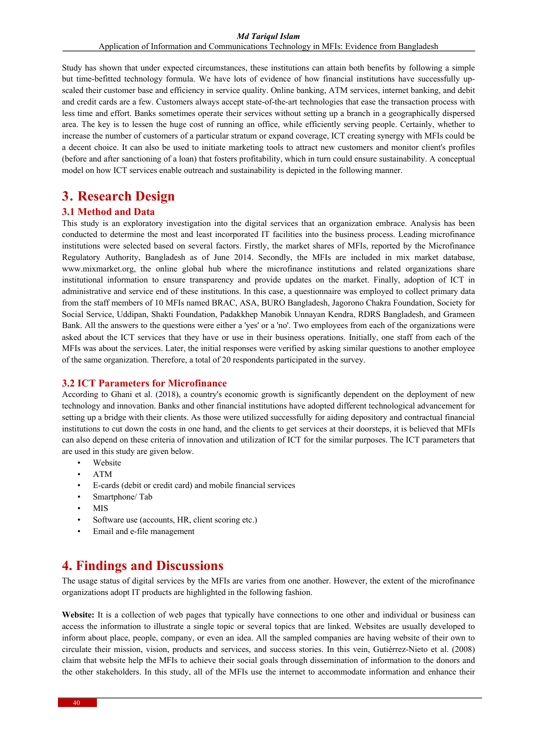Study has shown that under expected circumstances, these institutions can attain both benefits by following a simple but time-befitted technology formula. We have lots of evidence of how financial institutions have successfully up-scaled their customer base and efficiency in service quality. Online banking, ATM services, internet banking, and debit and credit cards are a few. Customers always accept state-of-the-art technologies that ease the transaction process with less time and effort. Banks sometimes operate their services without setting up a branch in a geographically dispersed area. The key is to lessen the huge cost of running an office, while efficiently serving people. Certainly, whether to increase the number of customers of a particular stratum or expand coverage, ICT creating synergy with MFIs could be a decent choice. It can also be used to initiate marketing tools to attract new customers and monitor client's profiles (before and after sanctioning of a loan) that fosters profitability, which in turn could ensure sustainability. A conceptual model on how ICT services enable outreach and sustainability is depicted in the following manner.

# 3. Research Design

## 3.1 Method and Data

This study is an exploratory investigation into the digital services that an organization embrace. Analysis has been conducted to determine the most and least incorporated IT facilities into the business process. Leading microfinance institutions were selected based on several factors. Firstly, the market shares of MFIs, reported by the Microfinance Regulatory Authority, Bangladesh as of June 2014. Secondly, the MFIs are included in mix market database, www.mixmarket.org, the online global hub where the microfinance institutions and related organizations share institutional information to ensure transparency and provide updates on the market. Finally, adoption of ICT in administrative and service end of these institutions. In this case, a questionnaire was employed to collect primary data from the staff members of 10 MFIs named BRAC, ASA, BURO Bangladesh, Jagorono Chakra Foundation, Society for Social Service, Uddipan, Shakti Foundation, Padakkhep Manobik Unnayan Kendra, RDRS Bangladesh, and Grameen Bank. All the answers to the questions were either a 'yes' or a 'no'. Two employees from each of the organizations were asked about the ICT services that they have or use in their business operations. Initially, one staff from each of the MFIs was about the services. Later, the initial responses were verified by asking similar questions to another employee of the same organization. Therefore, a total of 20 respondents participated in the survey.

## 3.2 ICT Parameters for Microfinance

According to Ghani et al. (2018), a country's economic growth is significantly dependent on the deployment of new technology and innovation. Banks and other financial institutions have adopted different technological advancement for setting up a bridge with their clients. As those were utilized successfully for aiding depository and contractual financial institutions to cut down the costs in one hand, and the clients to get services at their doorsteps, it is believed that MFIs can also depend on these criteria of innovation and utilization of ICT for the similar purposes. The ICT parameters that are used in this study are given below.

- Website
- ATM
- E-cards (debit or credit card) and mobile financial services
- Smartphone/ Tab
- MIS
- Software use (accounts, HR, client scoring etc.)
- Email and e-file management

# 4. Findings and Discussions

The usage status of digital services by the MFIs are varies from one another. However, the extent of the microfinance organizations adopt IT products are highlighted in the following fashion.

**Website:** It is a collection of web pages that typically have connections to one other and individual or business can access the information to illustrate a single topic or several topics that are linked. Websites are usually developed to inform about place, people, company, or even an idea. All the sampled companies are having website of their own to circulate their mission, vision, products and services, and success stories. In this vein, Gutiérrez-Nieto et al. (2008) claim that website help the MFIs to achieve their social goals through dissemination of information to the donors and the other stakeholders. In this study, all of the MFIs use the internet to accommodate information and enhance their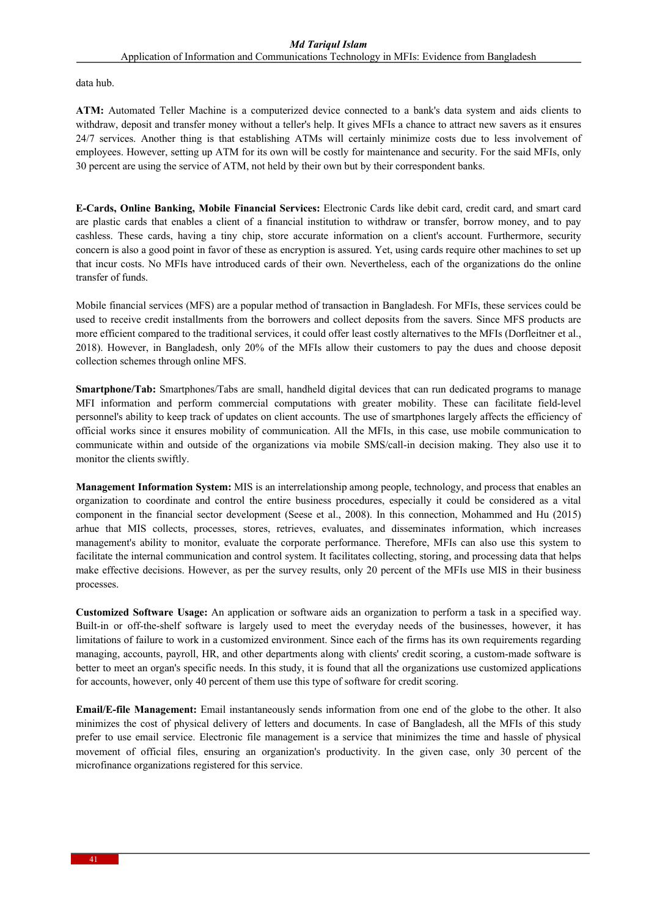data hub.

**ATM:** Automated Teller Machine is a computerized device connected to a bank's data system and aids clients to withdraw, deposit and transfer money without a teller's help. It gives MFIs a chance to attract new savers as it ensures 24/7 services. Another thing is that establishing ATMs will certainly minimize costs due to less involvement of employees. However, setting up ATM for its own will be costly for maintenance and security. For the said MFIs, only 30 percent are using the service of ATM, not held by their own but by their correspondent banks.

**E-Cards, Online Banking, Mobile Financial Services:** Electronic Cards like debit card, credit card, and smart card are plastic cards that enables a client of a financial institution to withdraw or transfer, borrow money, and to pay cashless. These cards, having a tiny chip, store accurate information on a client's account. Furthermore, security concern is also a good point in favor of these as encryption is assured. Yet, using cards require other machines to set up that incur costs. No MFIs have introduced cards of their own. Nevertheless, each of the organizations do the online transfer of funds.

Mobile financial services (MFS) are a popular method of transaction in Bangladesh. For MFIs, these services could be used to receive credit installments from the borrowers and collect deposits from the savers. Since MFS products are more efficient compared to the traditional services, it could offer least costly alternatives to the MFIs (Dorfleitner et al., 2018). However, in Bangladesh, only 20% of the MFIs allow their customers to pay the dues and choose deposit collection schemes through online MFS.

**Smartphone/Tab:** Smartphones/Tabs are small, handheld digital devices that can run dedicated programs to manage MFI information and perform commercial computations with greater mobility. These can facilitate field-level personnel's ability to keep track of updates on client accounts. The use of smartphones largely affects the efficiency of official works since it ensures mobility of communication. All the MFIs, in this case, use mobile communication to communicate within and outside of the organizations via mobile SMS/call-in decision making. They also use it to monitor the clients swiftly.

**Management Information System:** MIS is an interrelationship among people, technology, and process that enables an organization to coordinate and control the entire business procedures, especially it could be considered as a vital component in the financial sector development (Seese et al., 2008). In this connection, Mohammed and Hu (2015) arhue that MIS collects, processes, stores, retrieves, evaluates, and disseminates information, which increases management's ability to monitor, evaluate the corporate performance. Therefore, MFIs can also use this system to facilitate the internal communication and control system. It facilitates collecting, storing, and processing data that helps make effective decisions. However, as per the survey results, only 20 percent of the MFIs use MIS in their business processes.

**Customized Software Usage:** An application or software aids an organization to perform a task in a specified way. Built-in or off-the-shelf software is largely used to meet the everyday needs of the businesses, however, it has limitations of failure to work in a customized environment. Since each of the firms has its own requirements regarding managing, accounts, payroll, HR, and other departments along with clients' credit scoring, a custom-made software is better to meet an organ's specific needs. In this study, it is found that all the organizations use customized applications for accounts, however, only 40 percent of them use this type of software for credit scoring.

**Email/E-file Management:** Email instantaneously sends information from one end of the globe to the other. It also minimizes the cost of physical delivery of letters and documents. In case of Bangladesh, all the MFIs of this study prefer to use email service. Electronic file management is a service that minimizes the time and hassle of physical movement of official files, ensuring an organization's productivity. In the given case, only 30 percent of the microfinance organizations registered for this service.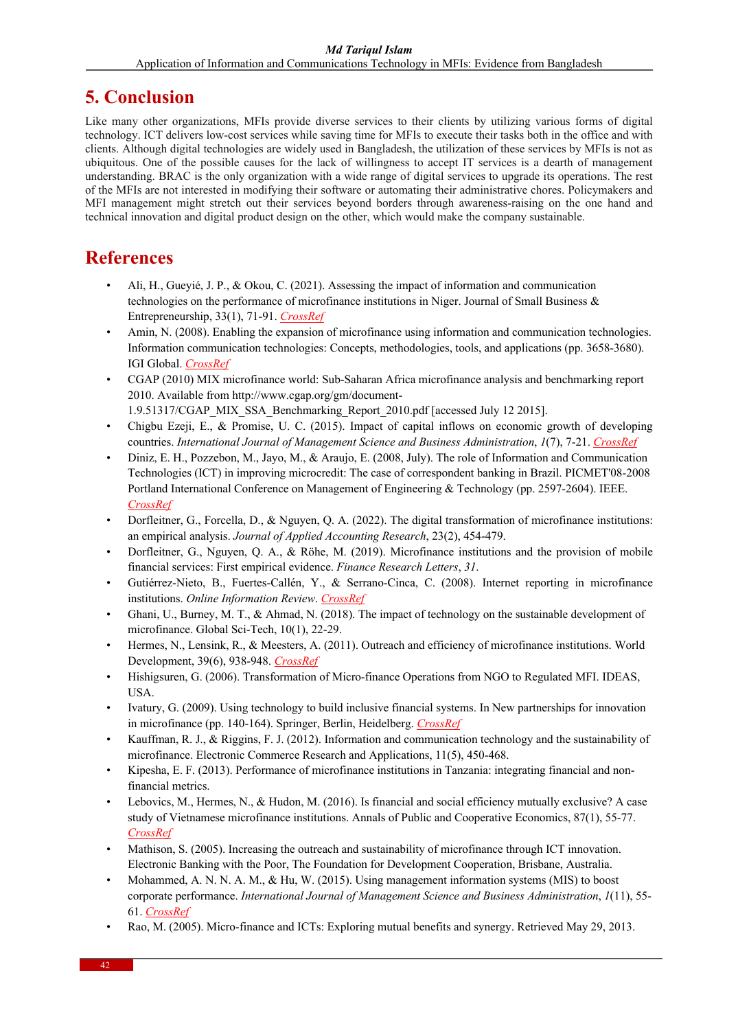## 5. Conclusion

Like many other organizations, MFIs provide diverse services to their clients by utilizing various forms of digital technology. ICT delivers low-cost services while saving time for MFIs to execute their tasks both in the office and with clients. Although digital technologies are widely used in Bangladesh, the utilization of these services by MFIs is not as ubiquitous. One of the possible causes for the lack of willingness to accept IT services is a dearth of management understanding. BRAC is the only organization with a wide range of digital services to upgrade its operations. The rest of the MFIs are not interested in modifying their software or automating their administrative chores. Policymakers and MFI management might stretch out their services beyond borders through awareness-raising on the one hand and technical innovation and digital product design on the other, which would make the company sustainable.

## References

- Ali, H., Gueyié, J. P., & Okou, C. (2021). Assessing the impact of information and communication technologies on the performance of microfinance institutions in Niger. Journal of Small Business & Entrepreneurship, 33(1), 71-91. CrossRef
- Amin, N. (2008). Enabling the expansion of microfinance using information and communication technologies. Information communication technologies: Concepts, methodologies, tools, and applications (pp. 3658-3680). IGI Global. CrossRef
- CGAP (2010) MIX microfinance world: Sub-Saharan Africa microfinance analysis and benchmarking report 2010. Available from http://www.cgap.org/gm/document-1.9.51317/CGAP_MIX_SSA_Benchmarking_Report_2010.pdf [accessed July 12 2015].
- Chigbu Ezeji, E., & Promise, U. C. (2015). Impact of capital inflows on economic growth of developing countries. *International Journal of Management Science and Business Administration*, *1*(7), 7-21. CrossRef
- Diniz, E. H., Pozzebon, M., Jayo, M., & Araujo, E. (2008, July). The role of Information and Communication Technologies (ICT) in improving microcredit: The case of correspondent banking in Brazil. PICMET'08-2008 Portland International Conference on Management of Engineering & Technology (pp. 2597-2604). IEEE. CrossRef
- Dorfleitner, G., Forcella, D., & Nguyen, Q. A. (2022). The digital transformation of microfinance institutions: an empirical analysis. *Journal of Applied Accounting Research*, 23(2), 454-479.
- Dorfleitner, G., Nguyen, Q. A., & Röhe, M. (2019). Microfinance institutions and the provision of mobile financial services: First empirical evidence. *Finance Research Letters*, *31*.
- Gutiérrez-Nieto, B., Fuertes-Callén, Y., & Serrano-Cinca, C. (2008). Internet reporting in microfinance institutions. *Online Information Review*. CrossRef
- Ghani, U., Burney, M. T., & Ahmad, N. (2018). The impact of technology on the sustainable development of microfinance. Global Sci-Tech, 10(1), 22-29.
- Hermes, N., Lensink, R., & Meesters, A. (2011). Outreach and efficiency of microfinance institutions. World Development, 39(6), 938-948. CrossRef
- Hishigsuren, G. (2006). Transformation of Micro-finance Operations from NGO to Regulated MFI. IDEAS, USA.
- Ivatury, G. (2009). Using technology to build inclusive financial systems. In New partnerships for innovation in microfinance (pp. 140-164). Springer, Berlin, Heidelberg. CrossRef
- Kauffman, R. J., & Riggins, F. J. (2012). Information and communication technology and the sustainability of microfinance. Electronic Commerce Research and Applications, 11(5), 450-468.
- Kipesha, E. F. (2013). Performance of microfinance institutions in Tanzania: integrating financial and non-financial metrics.
- Lebovics, M., Hermes, N., & Hudon, M. (2016). Is financial and social efficiency mutually exclusive? A case study of Vietnamese microfinance institutions. Annals of Public and Cooperative Economics, 87(1), 55-77. CrossRef
- Mathison, S. (2005). Increasing the outreach and sustainability of microfinance through ICT innovation. Electronic Banking with the Poor, The Foundation for Development Cooperation, Brisbane, Australia.
- Mohammed, A. N. N. A. M., & Hu, W. (2015). Using management information systems (MIS) to boost corporate performance. *International Journal of Management Science and Business Administration*, *1*(11), 55-61. CrossRef
- Rao, M. (2005). Micro-finance and ICTs: Exploring mutual benefits and synergy. Retrieved May 29, 2013.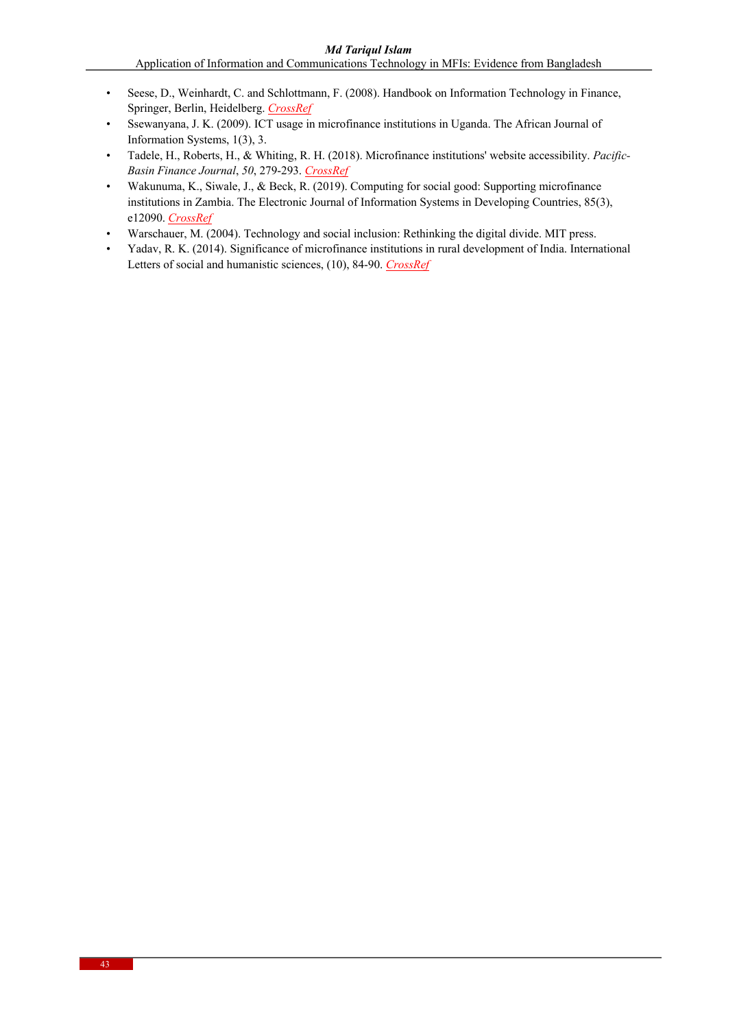- Seese, D., Weinhardt, C. and Schlottmann, F. (2008). Handbook on Information Technology in Finance, Springer, Berlin, Heidelberg. *CrossRef*
- Ssewanyana, J. K. (2009). ICT usage in microfinance institutions in Uganda. The African Journal of Information Systems, 1(3), 3.
- Tadele, H., Roberts, H., & Whiting, R. H. (2018). Microfinance institutions' website accessibility. *Pacific-Basin Finance Journal*, *50*, 279-293. *CrossRef*
- Wakunuma, K., Siwale, J., & Beck, R. (2019). Computing for social good: Supporting microfinance institutions in Zambia. The Electronic Journal of Information Systems in Developing Countries, 85(3), e12090. *CrossRef*
- Warschauer, M. (2004). Technology and social inclusion: Rethinking the digital divide. MIT press.
- Yadav, R. K. (2014). Significance of microfinance institutions in rural development of India. International Letters of social and humanistic sciences, (10), 84-90. *CrossRef*